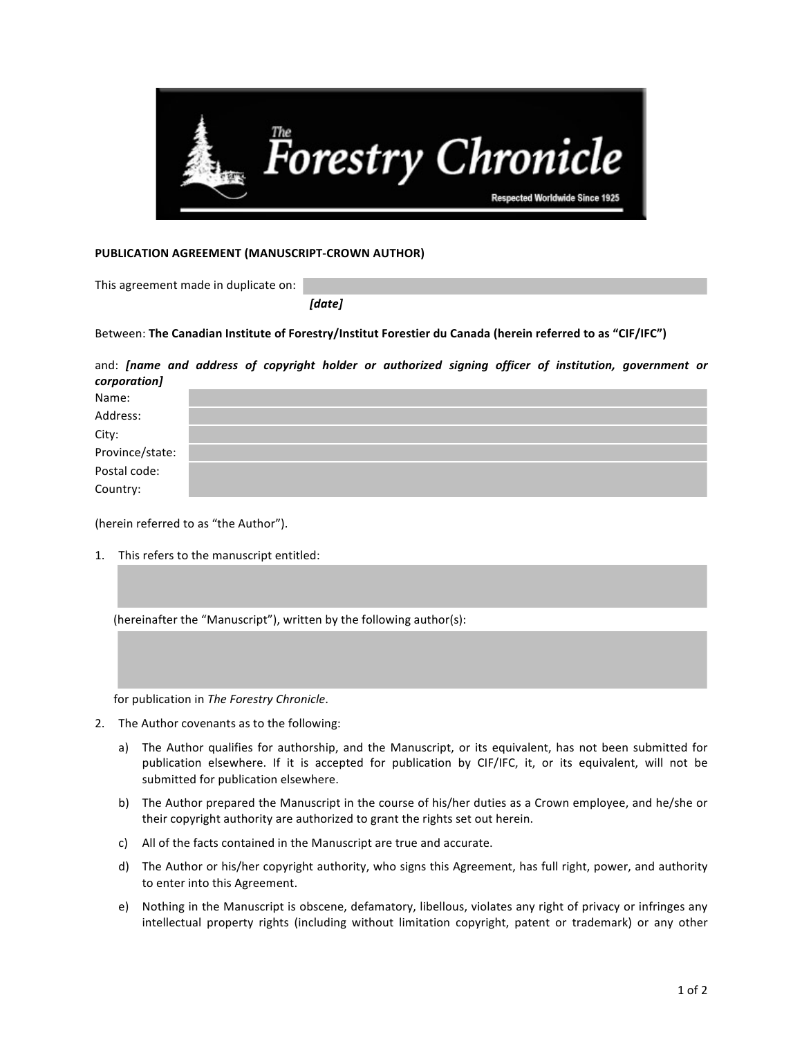**The Forestry Chronicle**

Respected Worldwide Since 1925

**PUBLICATION AGREEMENT (MANUSCRIPT-CROWN AUTHOR)**

This agreement made in duplicate on:

***[date]***

Between: **The Canadian Institute of Forestry/Institut Forestier du Canada (herein referred to as "CIF/IFC")**

and: ***[name and address of copyright holder or authorized signing officer of institution, government or corporation]***

Name:

Address:

City:

Province/state:

Postal code:

Country:

(herein referred to as "the Author").

1. This refers to the manuscript entitled:

   (hereinafter the "Manuscript"), written by the following author(s):

   for publication in *The Forestry Chronicle*.

2. The Author covenants as to the following:

   a) The Author qualifies for authorship, and the Manuscript, or its equivalent, has not been submitted for publication elsewhere. If it is accepted for publication by CIF/IFC, it, or its equivalent, will not be submitted for publication elsewhere.

   b) The Author prepared the Manuscript in the course of his/her duties as a Crown employee, and he/she or their copyright authority are authorized to grant the rights set out herein.

   c) All of the facts contained in the Manuscript are true and accurate.

   d) The Author or his/her copyright authority, who signs this Agreement, has full right, power, and authority to enter into this Agreement.

   e) Nothing in the Manuscript is obscene, defamatory, libellous, violates any right of privacy or infringes any intellectual property rights (including without limitation copyright, patent or trademark) or any other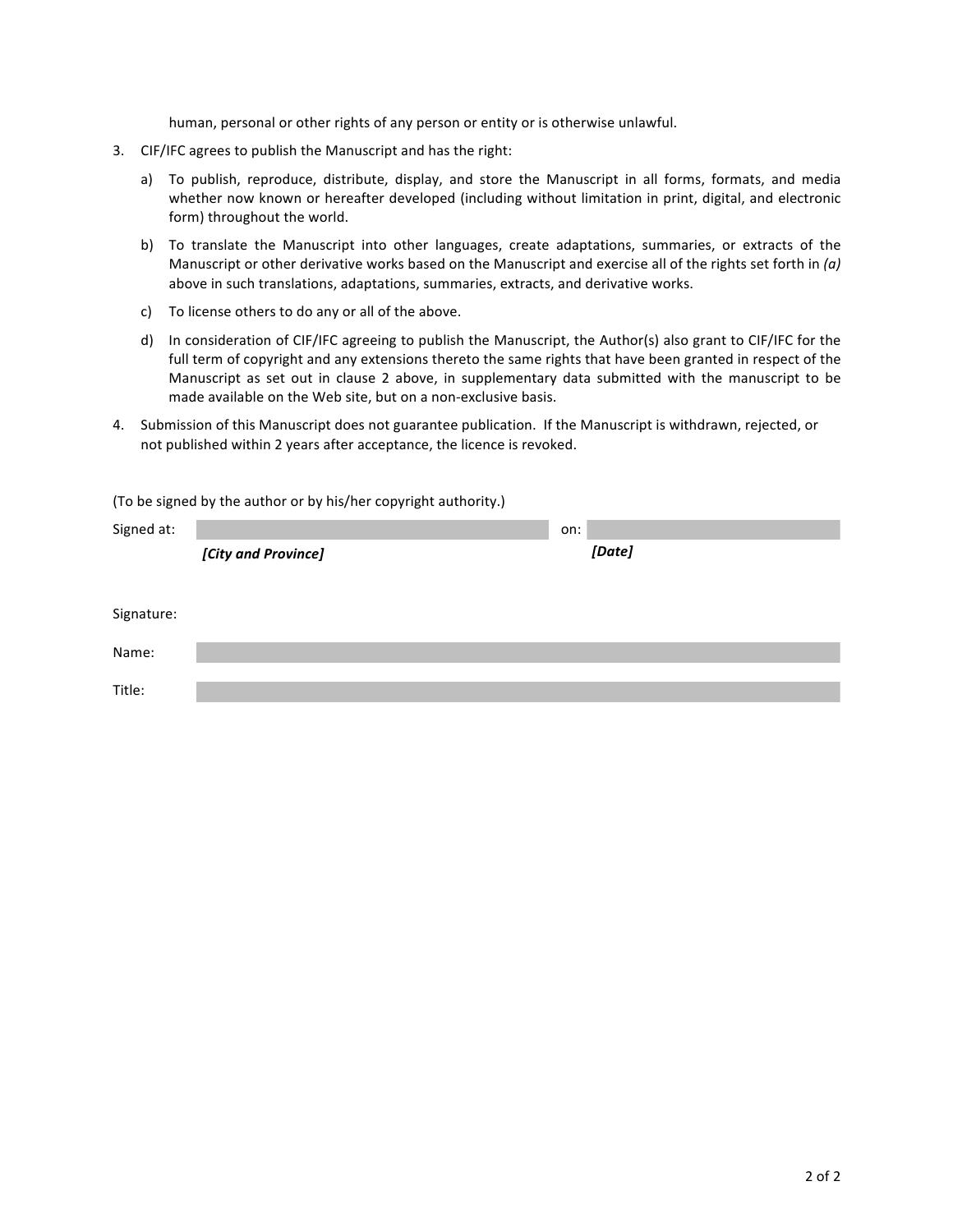human, personal or other rights of any person or entity or is otherwise unlawful.

3. CIF/IFC agrees to publish the Manuscript and has the right:

   a) To publish, reproduce, distribute, display, and store the Manuscript in all forms, formats, and media whether now known or hereafter developed (including without limitation in print, digital, and electronic form) throughout the world.

   b) To translate the Manuscript into other languages, create adaptations, summaries, or extracts of the Manuscript or other derivative works based on the Manuscript and exercise all of the rights set forth in *(a)* above in such translations, adaptations, summaries, extracts, and derivative works.

   c) To license others to do any or all of the above.

   d) In consideration of CIF/IFC agreeing to publish the Manuscript, the Author(s) also grant to CIF/IFC for the full term of copyright and any extensions thereto the same rights that have been granted in respect of the Manuscript as set out in clause 2 above, in supplementary data submitted with the manuscript to be made available on the Web site, but on a non-exclusive basis.

4. Submission of this Manuscript does not guarantee publication. If the Manuscript is withdrawn, rejected, or not published within 2 years after acceptance, the licence is revoked.

(To be signed by the author or by his/her copyright authority.)

Signed at: ____________________ on: ____________________

*[City and Province]* *[Date]*

Signature:

Name: ____________________

Title: ____________________